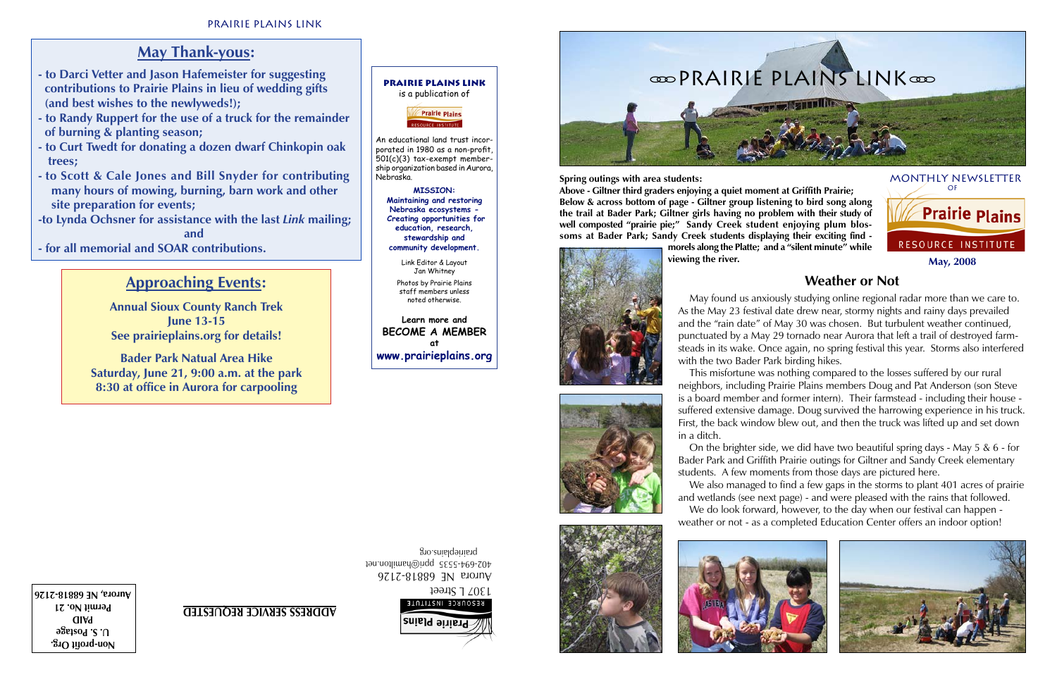## May Thank-yous:

- to Darci Vetter and Jason Hafemeister for suggesting contributions to Prairie Plains in lieu of wedding gifts (and best wishes to the newlyweds!);
- to Randy Ruppert for the use of a truck for the remainder of burning & planting season;
- to Curt Twedt for donating a dozen dwarf Chinkopin oak trees;
- to Scott & Cale Jones and Bill Snyder for contributing many hours of mowing, burning, barn work and other site preparation for events;
- to Lynda Ochsner for assistance with the last *Link* mailing; and
- for all memorial and SOAR contributions.

## Approaching Events:

**Annual Sioux County Ranch Trek**
**June 13-15**
**See prairieplains.org for details!**

**Bader Park Natual Area Hike**
**Saturday, June 21, 9:00 a.m. at the park**
**8:30 at office in Aurora for carpooling**

**PRAIRIE PLAINS LINK** is a publication of Prairie Plains Resource Institute

An educational land trust incorporated in 1980 as a non-profit, 501(c)(3) tax-exempt membership organization based in Aurora, Nebraska.

**MISSION:**
**Maintaining and restoring Nebraska ecosystems - Creating opportunities for education, research, stewardship and community development.**

Link Editor & Layout
Jan Whitney

Photos by Prairie Plains staff members unless noted otherwise.

**Learn more and BECOME A MEMBER at www.prairieplains.org**

Prairie Plains Resource Institute
1307 L Street
Aurora NE 68818-2126
402-694-5535 ppri@hamilton.net
prairieplains.org

**ADDRESS SERVICE REQUESTED**

**Non-profit Org.**
**U. S. Postage**
**PAID**
**Permit No. 21**
**Aurora, NE 68818-2126**

# PRAIRIE PLAINS LINK

MONTHLY NEWSLETTER OF Prairie Plains Resource Institute

**May, 2008**

**Spring outings with area students:**
**Above - Giltner third graders enjoying a quiet moment at Griffith Prairie; Below & across bottom of page - Giltner group listening to bird song along the trail at Bader Park; Giltner girls having no problem with their study of well composted "prairie pie;" Sandy Creek student enjoying plum blossoms at Bader Park; Sandy Creek students displaying their exciting find - morels along the Platte; and a "silent minute" while viewing the river.**

## Weather or Not

May found us anxiously studying online regional radar more than we care to. As the May 23 festival date drew near, stormy nights and rainy days prevailed and the "rain date" of May 30 was chosen. But turbulent weather continued, punctuated by a May 29 tornado near Aurora that left a trail of destroyed farmsteads in its wake. Once again, no spring festival this year. Storms also interfered with the two Bader Park birding hikes.

This misfortune was nothing compared to the losses suffered by our rural neighbors, including Prairie Plains members Doug and Pat Anderson (son Steve is a board member and former intern). Their farmstead - including their house - suffered extensive damage. Doug survived the harrowing experience in his truck. First, the back window blew out, and then the truck was lifted up and set down in a ditch.

On the brighter side, we did have two beautiful spring days - May 5 & 6 - for Bader Park and Griffith Prairie outings for Giltner and Sandy Creek elementary students. A few moments from those days are pictured here.

We also managed to find a few gaps in the storms to plant 401 acres of prairie and wetlands (see next page) - and were pleased with the rains that followed.

We do look forward, however, to the day when our festival can happen - weather or not - as a completed Education Center offers an indoor option!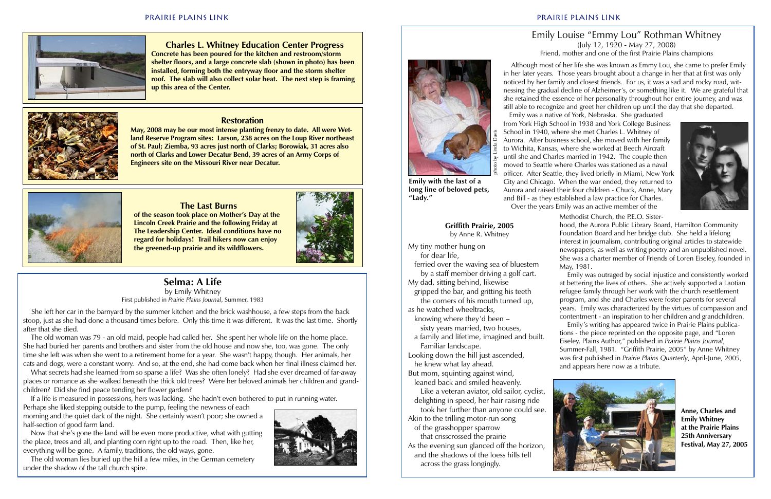## Charles L. Whitney Education Center Progress

**Concrete has been poured for the kitchen and restroom/storm shelter floors, and a large concrete slab (shown in photo) has been installed, forming both the entryway floor and the storm shelter roof. The slab will also collect solar heat. The next step is framing up this area of the Center.**

## Restoration

**May, 2008 may be our most intense planting frenzy to date. All were Wetland Reserve Program sites: Larson, 238 acres on the Loup River northeast of St. Paul; Ziemba, 93 acres just north of Clarks; Borowiak, 31 acres also north of Clarks and Lower Decatur Bend, 39 acres of an Army Corps of Engineers site on the Missouri River near Decatur.**

## The Last Burns

**of the season took place on Mother's Day at the Lincoln Creek Prairie and the following Friday at The Leadership Center. Ideal conditions have no regard for holidays! Trail hikers now can enjoy the greened-up prairie and its wildflowers.**

## Selma: A Life

by Emily Whitney

First published in *Prairie Plains Journal*, Summer, 1983

She left her car in the barnyard by the summer kitchen and the brick washhouse, a few steps from the back stoop, just as she had done a thousand times before. Only this time it was different. It was the last time. Shortly after that she died.

The old woman was 79 - an old maid, people had called her. She spent her whole life on the home place. She had buried her parents and brothers and sister from the old house and now she, too, was gone. The only time she left was when she went to a retirement home for a year. She wasn't happy, though. Her animals, her cats and dogs, were a constant worry. And so, at the end, she had come back when her final illness claimed her.

What secrets had she learned from so sparse a life? Was she often lonely? Had she ever dreamed of far-away places or romance as she walked beneath the thick old trees? Were her beloved animals her children and grandchildren? Did she find peace tending her flower garden?

If a life is measured in possessions, hers was lacking. She hadn't even bothered to put in running water. Perhaps she liked stepping outside to the pump, feeling the newness of each morning and the quiet dark of the night. She certainly wasn't poor; she owned a half-section of good farm land.

Now that she's gone the land will be even more productive, what with gutting the place, trees and all, and planting corn right up to the road. Then, like her, everything will be gone. A family, traditions, the old ways, gone.

The old woman lies buried up the hill a few miles, in the German cemetery under the shadow of the tall church spire.

## Emily Louise "Emmy Lou" Rothman Whitney

(July 12, 1920 - May 27, 2008)

Friend, mother and one of the first Prairie Plains champions

photo by Linda Davis

**Emily with the last of a long line of beloved pets, "Lady."**

Although most of her life she was known as Emmy Lou, she came to prefer Emily in her later years. Those years brought about a change in her that at first was only noticed by her family and closest friends. For us, it was a sad and rocky road, witnessing the gradual decline of Alzheimer's, or something like it. We are grateful that she retained the essence of her personality throughout her entire journey, and was still able to recognize and greet her children up until the day that she departed.

Emily was a native of York, Nebraska. She graduated from York High School in 1938 and York College Business School in 1940, where she met Charles L. Whitney of Aurora. After business school, she moved with her family to Wichita, Kansas, where she worked at Beech Aircraft until she and Charles married in 1942. The couple then moved to Seattle where Charles was stationed as a naval officer. After Seattle, they lived briefly in Miami, New York City and Chicago. When the war ended, they returned to Aurora and raised their four children - Chuck, Anne, Mary and Bill - as they established a law practice for Charles.

Over the years Emily was an active member of the Methodist Church, the P.E.O. Sisterhood, the Aurora Public Library Board, Hamilton Community Foundation Board and her bridge club. She held a lifelong interest in journalism, contributing original articles to statewide newspapers, as well as writing poetry and an unpublished novel. She was a charter member of Friends of Loren Eiseley, founded in May, 1981.

Emily was outraged by social injustice and consistently worked at bettering the lives of others. She actively supported a Laotian refugee family through her work with the church resettlement program, and she and Charles were foster parents for several years. Emily was characterized by the virtues of compassion and contentment - an inspiration to her children and grandchildren.

Emily's writing has appeared twice in Prairie Plains publications - the piece reprinted on the opposite page, and "Loren Eiseley, Plains Author," published in *Prairie Plains Journal*, Summer-Fall, 1981. "Griffith Prairie, 2005" by Anne Whitney was first published in *Prairie Plains Quarterly*, April-June, 2005, and appears here now as a tribute.

### Griffith Prairie, 2005

by Anne R. Whitney

My tiny mother hung on
for dear life,
ferried over the waving sea of bluestem
by a staff member driving a golf cart.
My dad, sitting behind, likewise
gripped the bar, and gritting his teeth
the corners of his mouth turned up,
as he watched wheeltracks,
knowing where they'd been –
sixty years married, two houses,
a family and lifetime, imagined and built.
Familiar landscape.
Looking down the hill just ascended,
he knew what lay ahead.
But mom, squinting against wind,
leaned back and smiled heavenly.
Like a veteran aviator, old sailor, cyclist,
delighting in speed, her hair raising ride
took her further than anyone could see.
Akin to the trilling motor-run song
of the grasshopper sparrow
that crisscrossed the prairie
As the evening sun glanced off the horizon,
and the shadows of the loess hills fell
across the grass longingly.

**Anne, Charles and Emily Whitney at the Prairie Plains 25th Anniversary Festival, May 27, 2005**